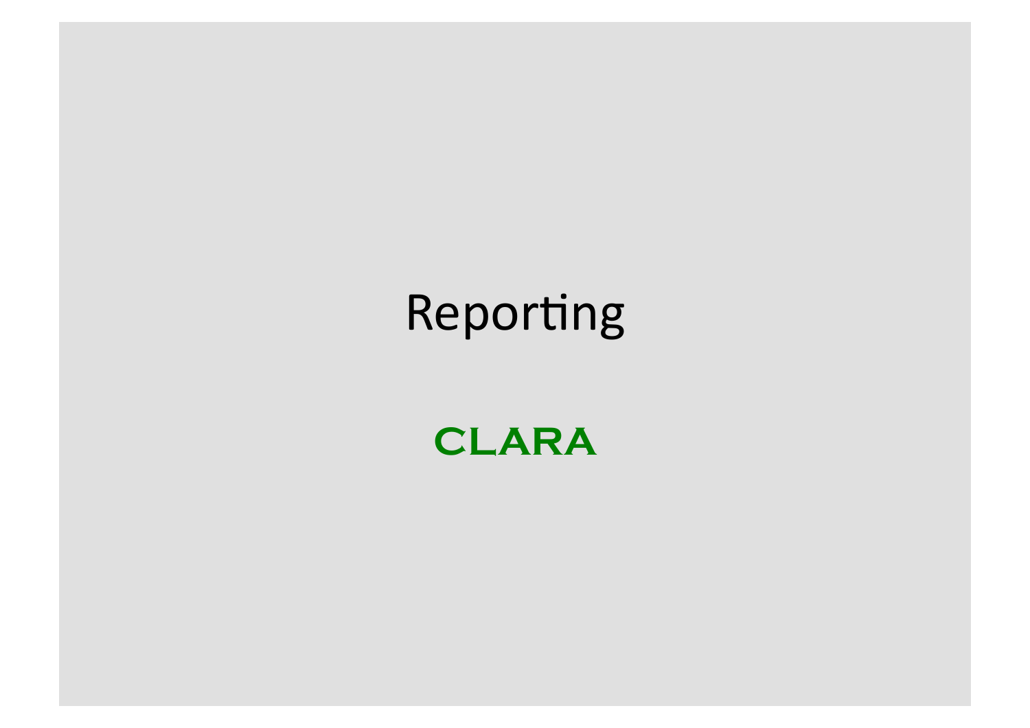# Reporting

**CLARA**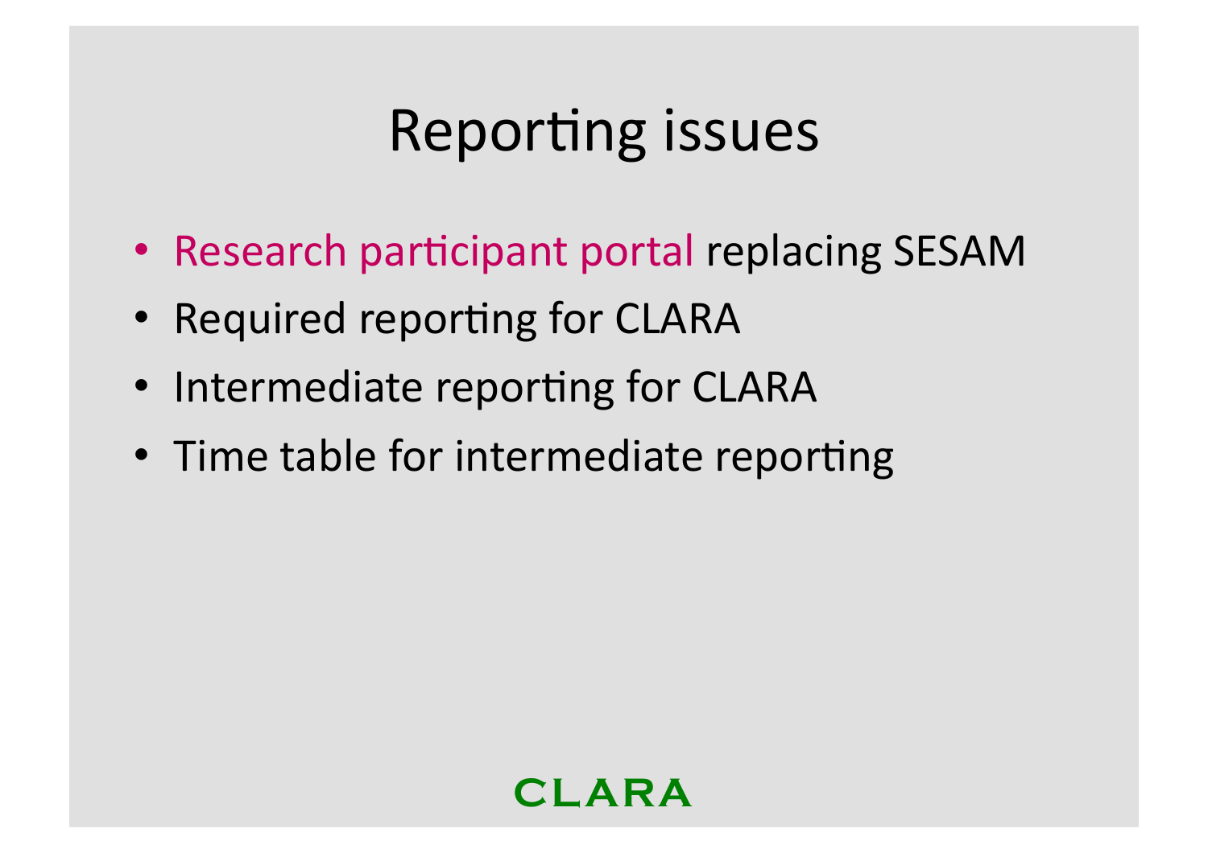# Reporting issues

- Research participant portal replacing SESAM
- Required reporting for CLARA
- Intermediate reporting for CLARA
- Time table for intermediate reporting

CLARA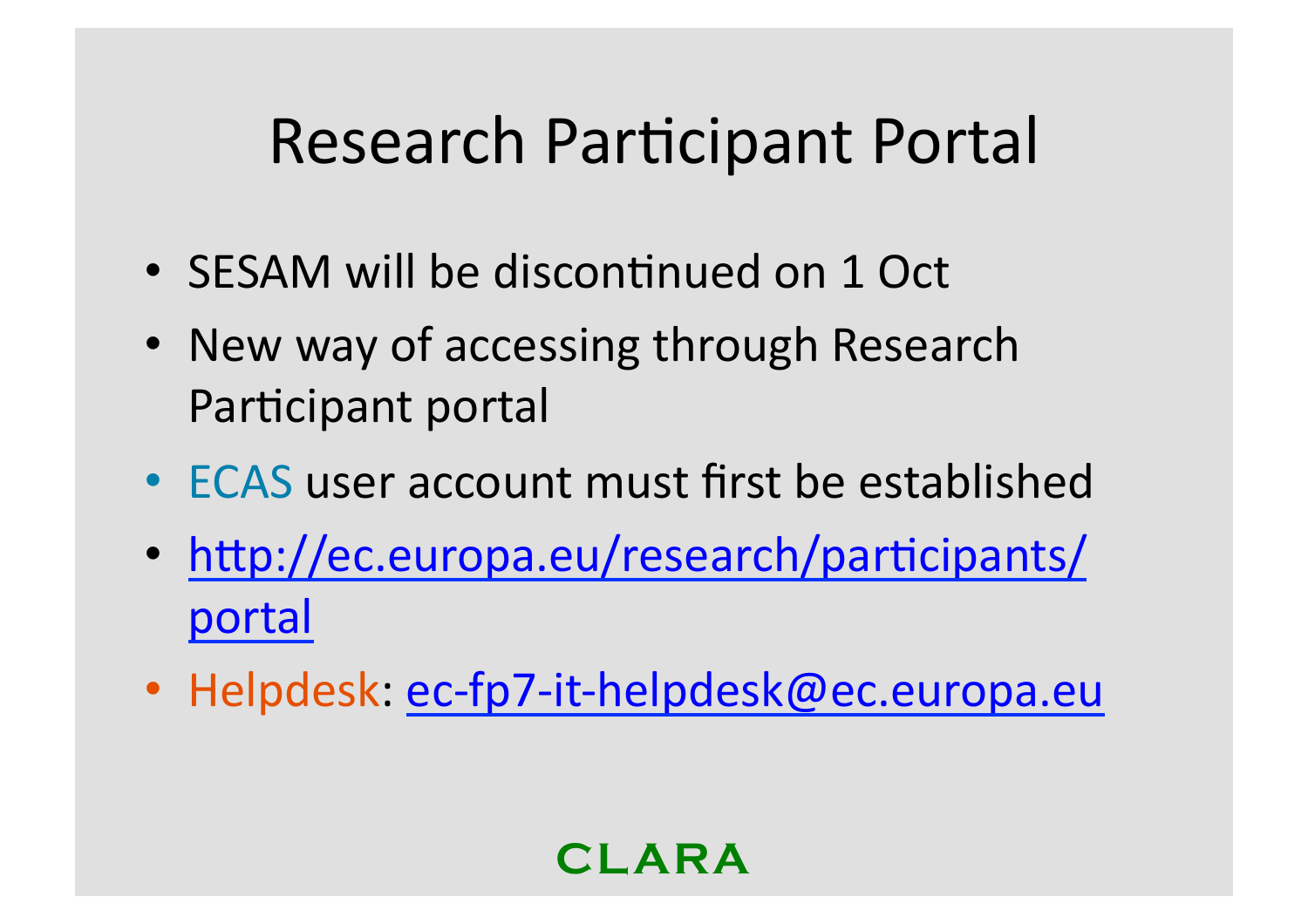# Research Participant Portal

- SESAM will be discontinued on 1 Oct
- New way of accessing through Research Participant portal
- ECAS user account must first be established
- http://ec.europa.eu/research/participants/portal
- Helpdesk: ec-fp7-it-helpdesk@ec.europa.eu

CLARA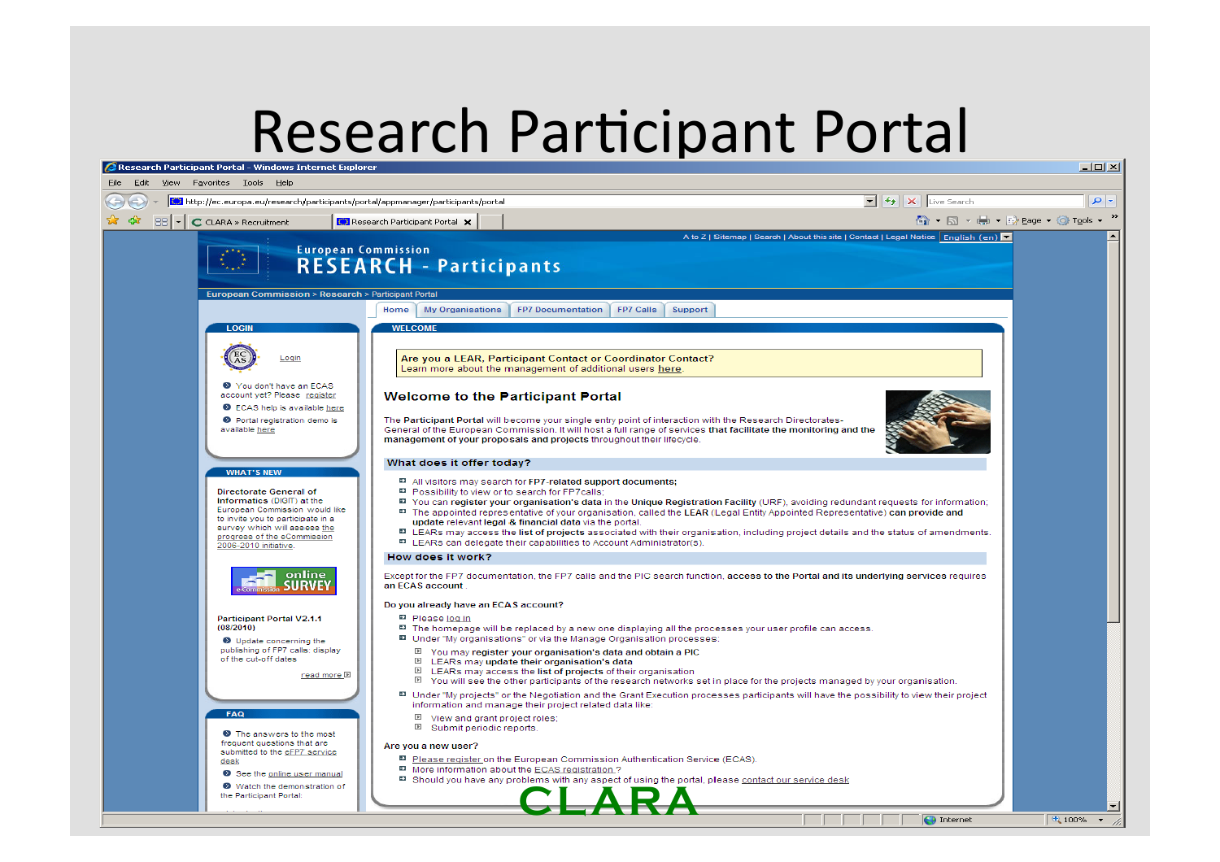# Research Participant Portal

Research Participant Portal - Windows Internet Explorer

File Edit View Favorites Tools Help

http://ec.europa.eu/research/participants/portal/appmanager/participants/portal

CLARA » Recruitment | Research Participant Portal

A to Z | Sitemap | Search | About this site | Contact | Legal Notice | English (en)

European Commission
RESEARCH - Participants

European Commission > Research > Participant Portal

Home | My Organisations | FP7 Documentation | FP7 Calls | Support

**LOGIN**

Login

- You don't have an ECAS account yet? Please register
- ECAS help is available here
- Portal registration demo is available here

**WHAT'S NEW**

**Directorate General of Informatics** (DIGIT) at the European Commission would like to invite you to participate in a survey which will assess the progress of the eCommission 2006-2010 initiative.

online SURVEY

**Participant Portal V2.1.1 (08/2010)**

- Update concerning the publishing of FP7 calls: display of the cut-off dates

read more

**FAQ**

- The answers to the most frequent questions that are submitted to the eFP7 service desk
- See the online user manual
- Watch the demonstration of the Participant Portal

**WELCOME**

**Are you a LEAR, Participant Contact or Coordinator Contact?**
Learn more about the management of additional users here.

## Welcome to the Participant Portal

The **Participant Portal** will become your single entry point of interaction with the Research Directorates-General of the European Commission. It will host a full range of services **that facilitate the monitoring and the management of your proposals and projects** throughout their lifecycle.

### What does it offer today?

- All visitors may search for **FP7-related support documents;**
- Possibility to view or to search for FP7calls;
- You can **register your organisation's data** in the **Unique Registration Facility** (URF), avoiding redundant requests for information;
- The appointed representative of your organisation, called the **LEAR** (Legal Entity Appointed Representative) **can provide and update relevant legal & financial data** via the portal.
- LEARs may access **the list of projects** associated with their organisation, including project details and the status of amendments.
- LEARs can delegate their capabilities to Account Administrator(s).

### How does it work?

Except for the FP7 documentation, the FP7 calls and the PIC search function, **access to the Portal and its underlying services** requires **an ECAS account**.

**Do you already have an ECAS account?**

- Please log in
- The homepage will be replaced by a new one displaying all the processes your user profile can access.
- Under "My organisations" or via the Manage Organisation processes:
  - You may **register your organisation's data** and obtain a **PIC**
  - LEARs may **update their organisation's data**
  - LEARs may access the **list of projects** of their organisation
  - You will see the other participants of the research networks set in place for the projects managed by your organisation.
- Under "My projects" or the Negotiation and the Grant Execution processes participants will have the possibility to view their project information and manage their project related data like:
  - View and grant project roles;
  - Submit periodic reports.

**Are you a new user?**

- Please register on the European Commission Authentication Service (ECAS).
- More information about the ECAS registration ?
- Should you have any problems with any aspect of using the portal, please contact our service desk

CLARA

Internet | 100%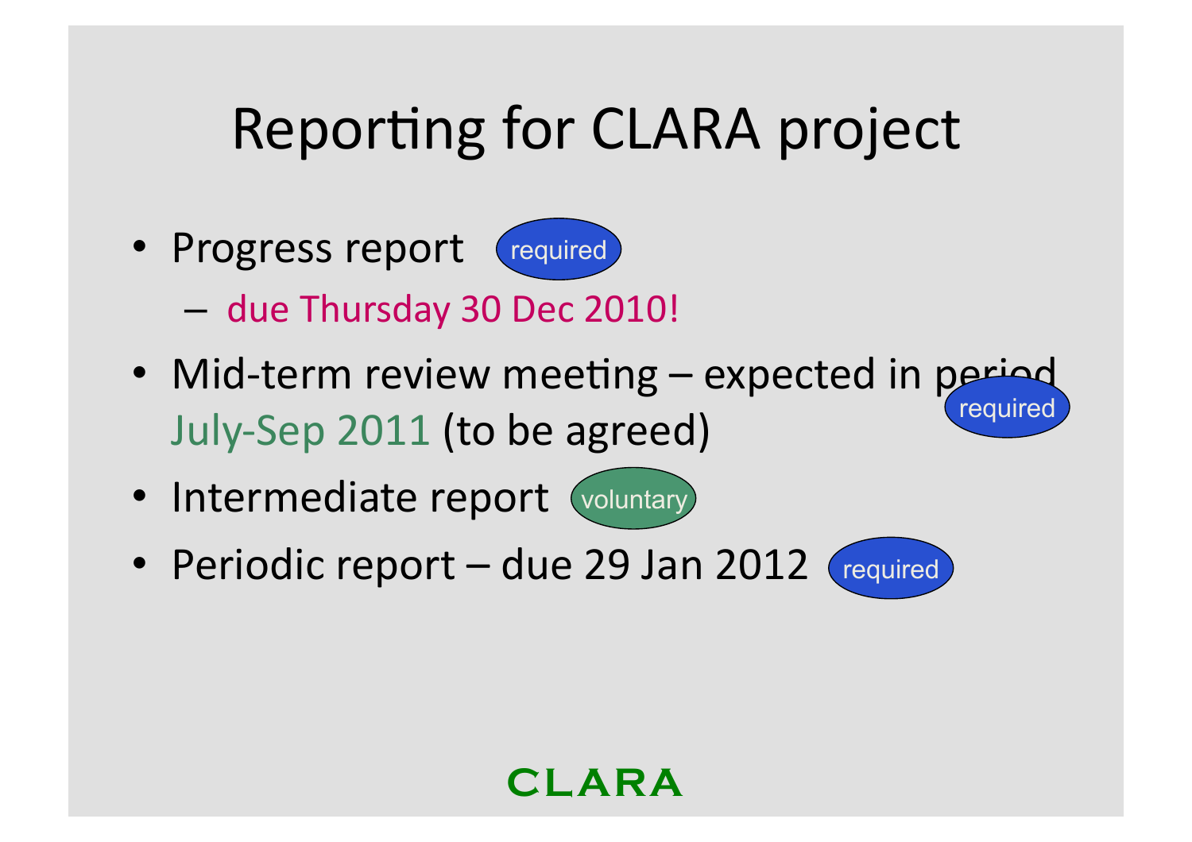# Reporting for CLARA project

- Progress report (required)
  - due Thursday 30 Dec 2010!
- Mid-term review meeting – expected in period July-Sep 2011 (to be agreed) (required)
- Intermediate report (voluntary)
- Periodic report – due 29 Jan 2012 (required)

CLARA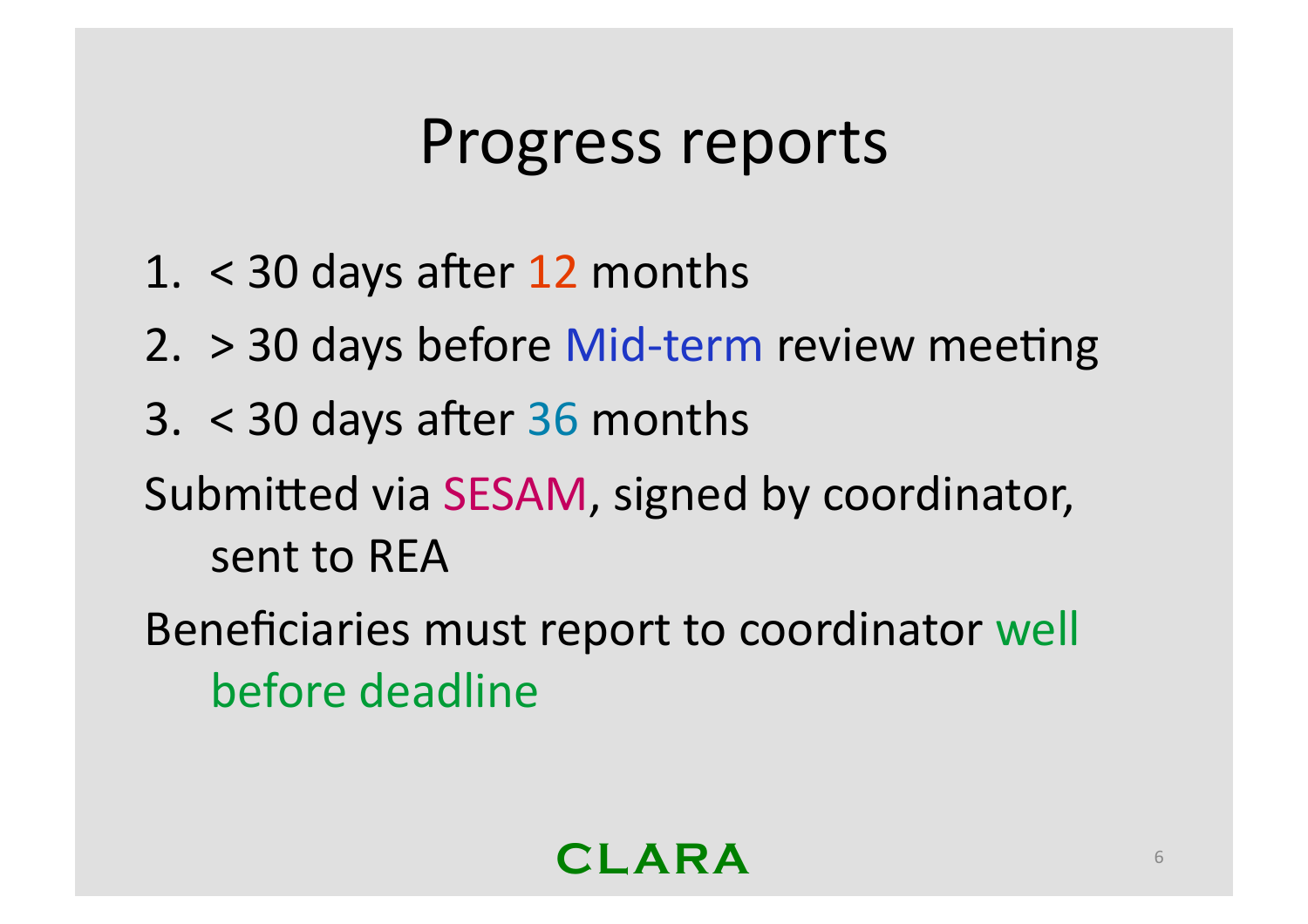# Progress reports

1. < 30 days after 12 months
2. > 30 days before Mid-term review meeting
3. < 30 days after 36 months

Submitted via SESAM, signed by coordinator, sent to REA

Beneficiaries must report to coordinator well before deadline

CLARA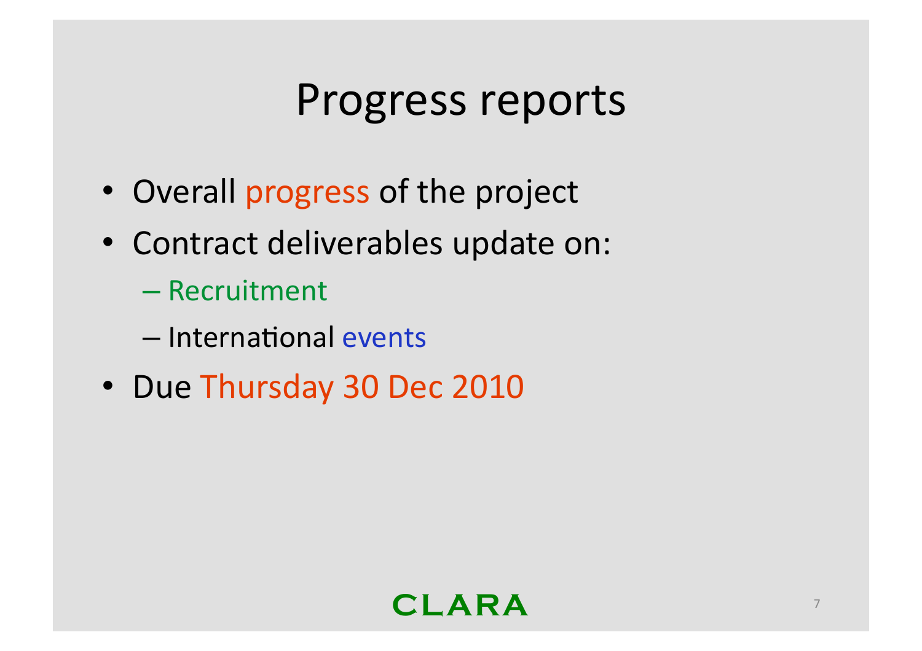# Progress reports

- Overall progress of the project
- Contract deliverables update on:
  - Recruitment
  - International events
- Due Thursday 30 Dec 2010

CLARA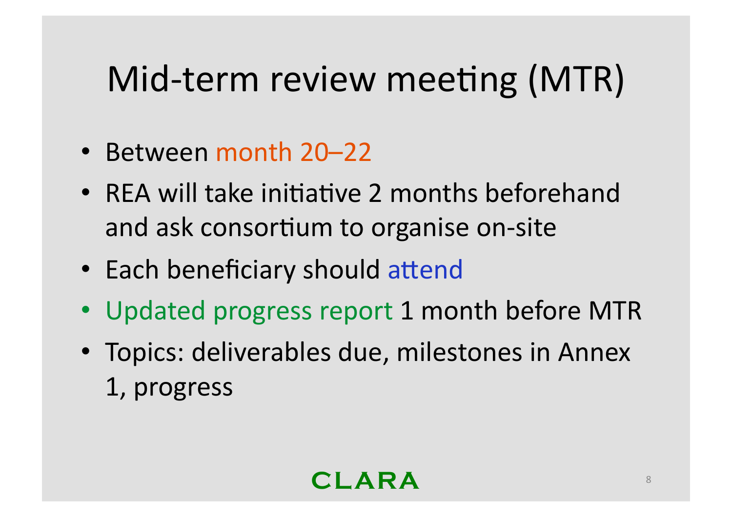# Mid-term review meeting (MTR)

- Between month 20–22
- REA will take initiative 2 months beforehand and ask consortium to organise on-site
- Each beneficiary should attend
- Updated progress report 1 month before MTR
- Topics: deliverables due, milestones in Annex 1, progress

CLARA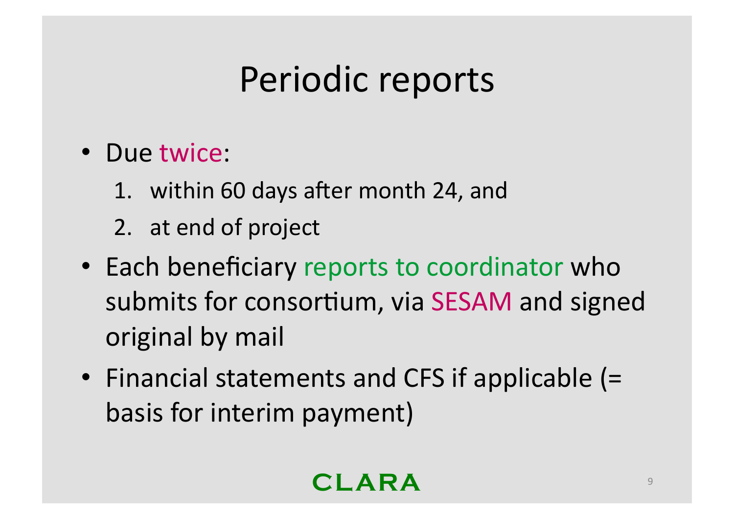# Periodic reports

- Due twice:
  1. within 60 days after month 24, and
  2. at end of project
- Each beneficiary reports to coordinator who submits for consortium, via SESAM and signed original by mail
- Financial statements and CFS if applicable (= basis for interim payment)

CLARA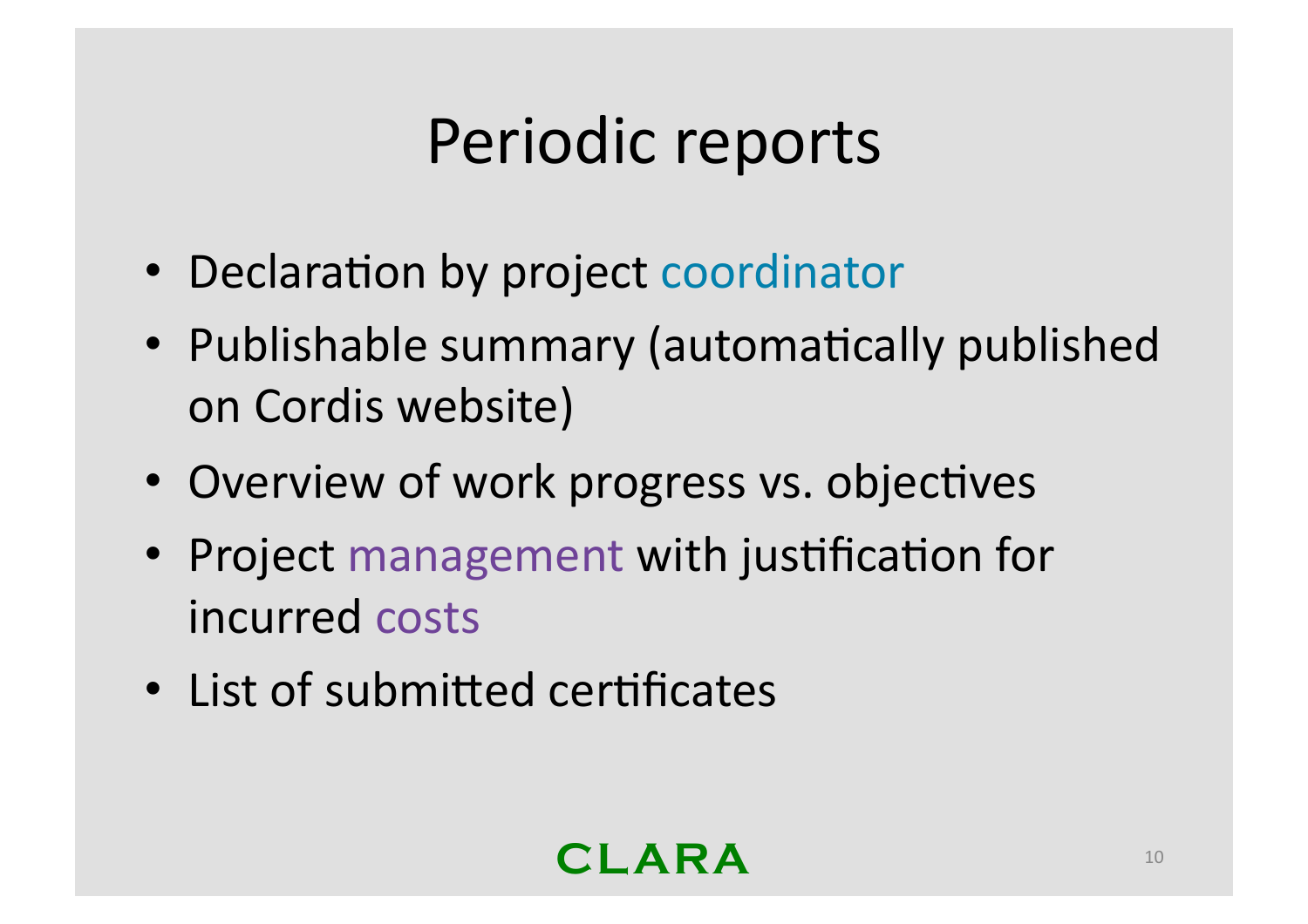# Periodic reports

- Declaration by project coordinator
- Publishable summary (automatically published on Cordis website)
- Overview of work progress vs. objectives
- Project management with justification for incurred costs
- List of submitted certificates

CLARA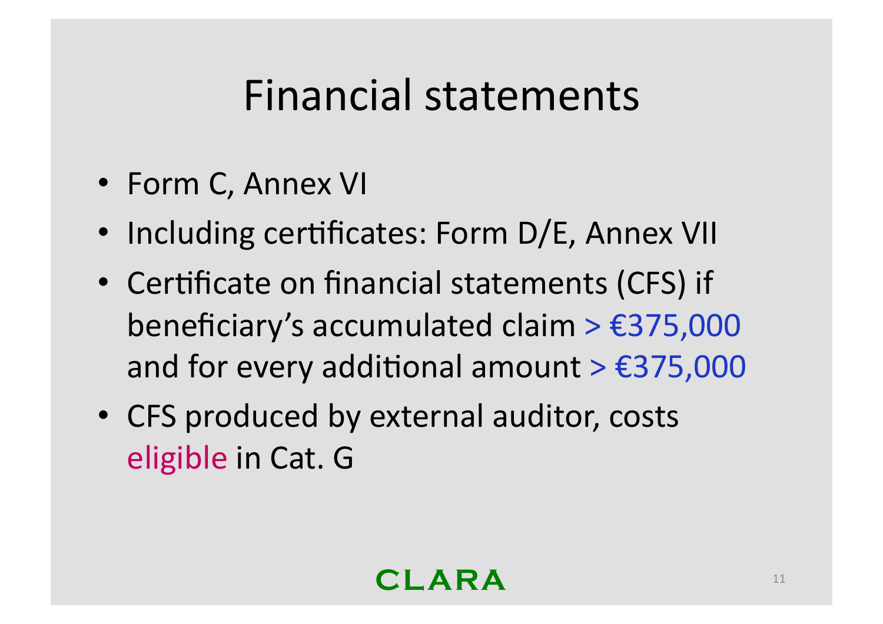# Financial statements

- Form C, Annex VI
- Including certificates: Form D/E, Annex VII
- Certificate on financial statements (CFS) if beneficiary's accumulated claim > €375,000 and for every additional amount > €375,000
- CFS produced by external auditor, costs eligible in Cat. G

CLARA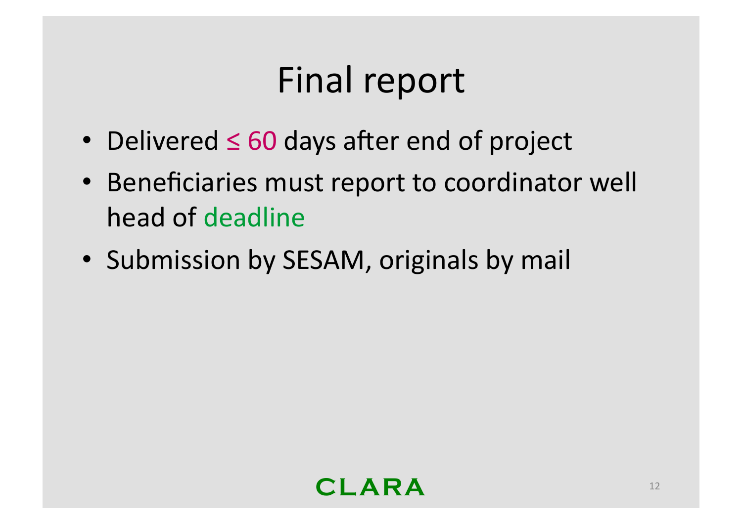# Final report

- Delivered ≤ 60 days after end of project
- Beneficiaries must report to coordinator well head of deadline
- Submission by SESAM, originals by mail

CLARA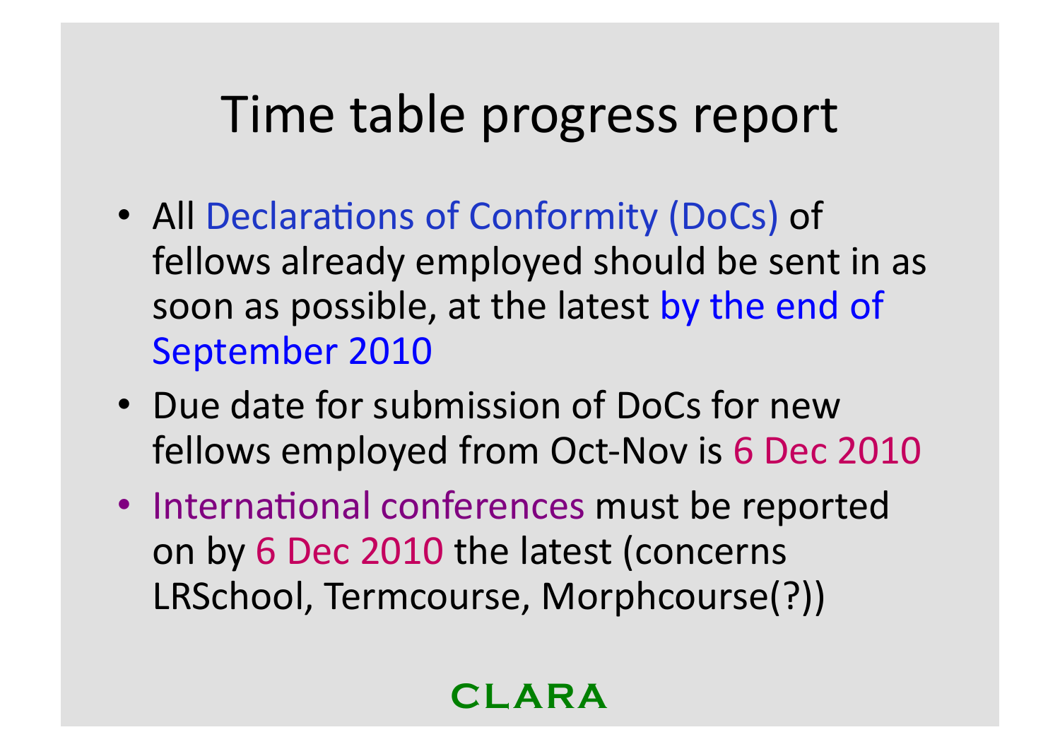# Time table progress report

- All Declarations of Conformity (DoCs) of fellows already employed should be sent in as soon as possible, at the latest by the end of September 2010
- Due date for submission of DoCs for new fellows employed from Oct-Nov is 6 Dec 2010
- International conferences must be reported on by 6 Dec 2010 the latest (concerns LRSchool, Termcourse, Morphcourse(?))

CLARA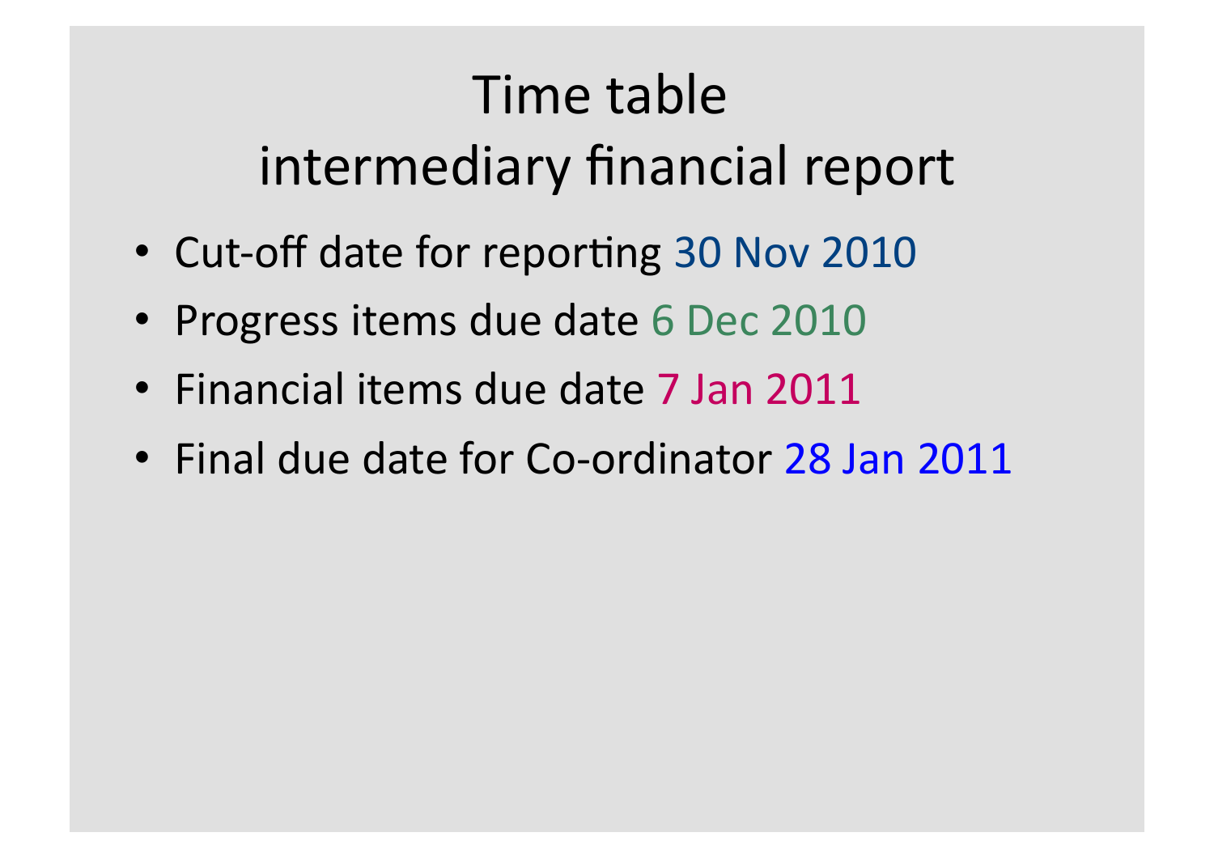# Time table
# intermediary financial report

- Cut-off date for reporting 30 Nov 2010
- Progress items due date 6 Dec 2010
- Financial items due date 7 Jan 2011
- Final due date for Co-ordinator 28 Jan 2011